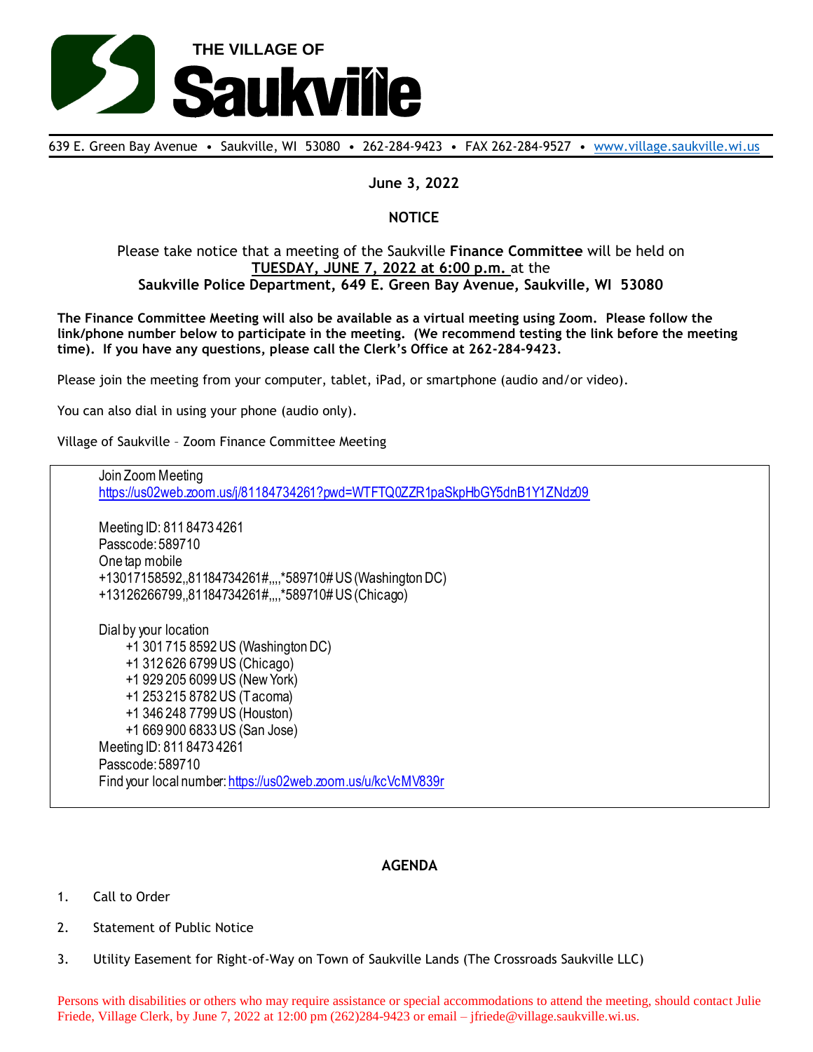# THE VILLAGE OF Saukville

639 E. Green Bay Avenue • Saukville, WI 53080 • 262-284-9423 • FAX 262-284-9527 • www.village.saukville.wi.us

**June 3, 2022**

**NOTICE**

Please take notice that a meeting of the Saukville **Finance Committee** will be held on **TUESDAY, JUNE 7, 2022 at 6:00 p.m.** at the **Saukville Police Department, 649 E. Green Bay Avenue, Saukville, WI 53080**

**The Finance Committee Meeting will also be available as a virtual meeting using Zoom. Please follow the link/phone number below to participate in the meeting. (We recommend testing the link before the meeting time). If you have any questions, please call the Clerk's Office at 262-284-9423.**

Please join the meeting from your computer, tablet, iPad, or smartphone (audio and/or video).

You can also dial in using your phone (audio only).

Village of Saukville – Zoom Finance Committee Meeting

Join Zoom Meeting
https://us02web.zoom.us/j/81184734261?pwd=WTFTQ0ZZR1paSkpHbGY5dnB1Y1ZNdz09

Meeting ID: 811 8473 4261
Passcode: 589710
One tap mobile
+13017158592,,81184734261#,,,,*589710# US (Washington DC)
+13126266799,,81184734261#,,,,*589710# US (Chicago)

Dial by your location
- +1 301 715 8592 US (Washington DC)
- +1 312 626 6799 US (Chicago)
- +1 929 205 6099 US (New York)
- +1 253 215 8782 US (Tacoma)
- +1 346 248 7799 US (Houston)
- +1 669 900 6833 US (San Jose)

Meeting ID: 811 8473 4261
Passcode: 589710
Find your local number: https://us02web.zoom.us/u/kcVcMV839r

**AGENDA**

1. Call to Order
2. Statement of Public Notice
3. Utility Easement for Right-of-Way on Town of Saukville Lands (The Crossroads Saukville LLC)

Persons with disabilities or others who may require assistance or special accommodations to attend the meeting, should contact Julie Friede, Village Clerk, by June 7, 2022 at 12:00 pm (262)284-9423 or email – jfriede@village.saukville.wi.us.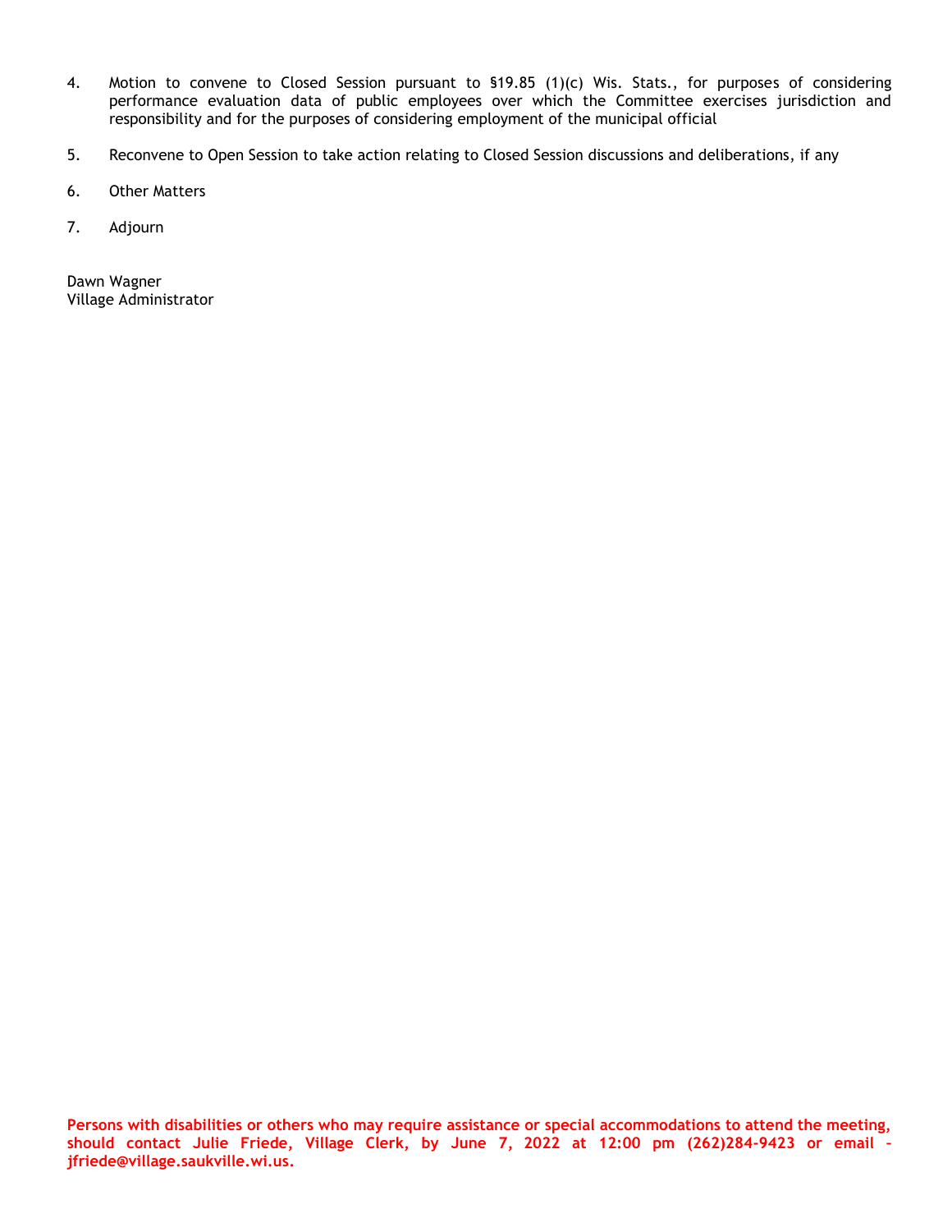4. Motion to convene to Closed Session pursuant to §19.85 (1)(c) Wis. Stats., for purposes of considering performance evaluation data of public employees over which the Committee exercises jurisdiction and responsibility and for the purposes of considering employment of the municipal official

5. Reconvene to Open Session to take action relating to Closed Session discussions and deliberations, if any

6. Other Matters

7. Adjourn

Dawn Wagner
Village Administrator

**Persons with disabilities or others who may require assistance or special accommodations to attend the meeting, should contact Julie Friede, Village Clerk, by June 7, 2022 at 12:00 pm (262)284-9423 or email – jfriede@village.saukville.wi.us.**